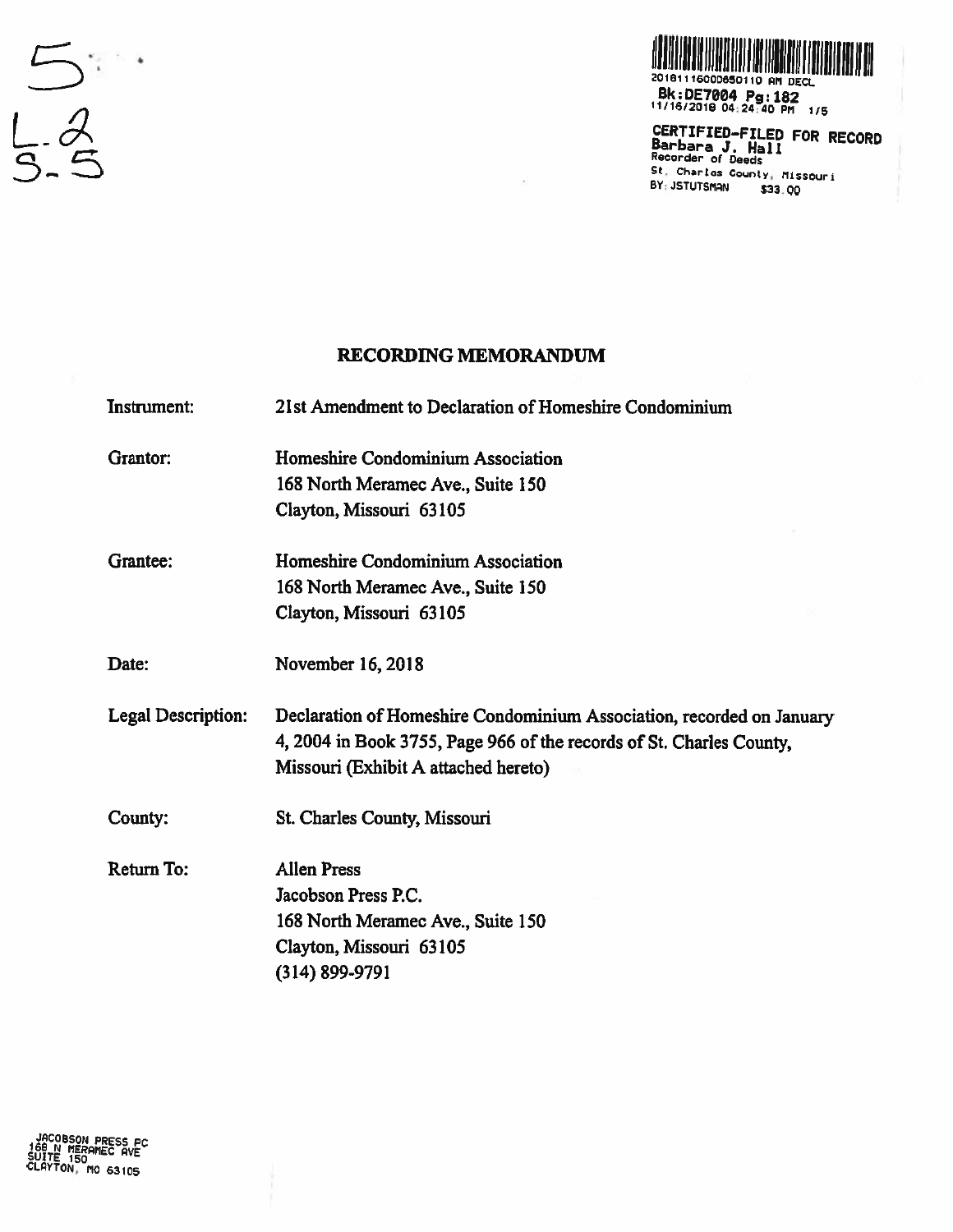5

L-2
S-5

2018111600065O110 AM DECL
Bk:DE7004 Pg:182
11/16/2018 04:24:40 PM 1/5

CERTIFIED-FILED FOR RECORD
Barbara J. Hall
Recorder of Deeds
St. Charles County, Missouri
BY: JSTUTSMAN $33.00

## RECORDING MEMORANDUM

| | |
|---|---|
| Instrument: | 21st Amendment to Declaration of Homeshire Condominium |
| Grantor: | Homeshire Condominium Association<br>168 North Meramec Ave., Suite 150<br>Clayton, Missouri 63105 |
| Grantee: | Homeshire Condominium Association<br>168 North Meramec Ave., Suite 150<br>Clayton, Missouri 63105 |
| Date: | November 16, 2018 |
| Legal Description: | Declaration of Homeshire Condominium Association, recorded on January 4, 2004 in Book 3755, Page 966 of the records of St. Charles County, Missouri (Exhibit A attached hereto) |
| County: | St. Charles County, Missouri |
| Return To: | Allen Press<br>Jacobson Press P.C.<br>168 North Meramec Ave., Suite 150<br>Clayton, Missouri 63105<br>(314) 899-9791 |

JACOBSON PRESS PC
168 N MERAMEC AVE
SUITE 150
CLAYTON, MO 63105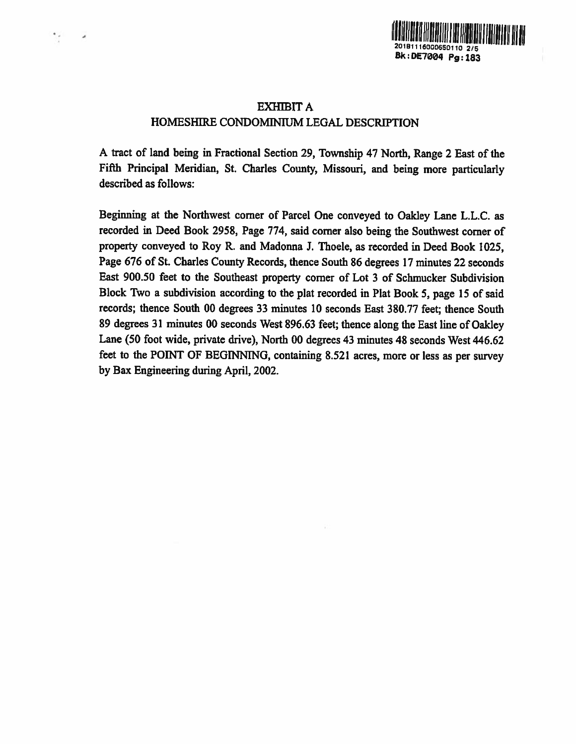## EXHIBIT A

## HOMESHIRE CONDOMINIUM LEGAL DESCRIPTION

A tract of land being in Fractional Section 29, Township 47 North, Range 2 East of the Fifth Principal Meridian, St. Charles County, Missouri, and being more particularly described as follows:

Beginning at the Northwest corner of Parcel One conveyed to Oakley Lane L.L.C. as recorded in Deed Book 2958, Page 774, said corner also being the Southwest corner of property conveyed to Roy R. and Madonna J. Thoele, as recorded in Deed Book 1025, Page 676 of St. Charles County Records, thence South 86 degrees 17 minutes 22 seconds East 900.50 feet to the Southeast property corner of Lot 3 of Schmucker Subdivision Block Two a subdivision according to the plat recorded in Plat Book 5, page 15 of said records; thence South 00 degrees 33 minutes 10 seconds East 380.77 feet; thence South 89 degrees 31 minutes 00 seconds West 896.63 feet; thence along the East line of Oakley Lane (50 foot wide, private drive), North 00 degrees 43 minutes 48 seconds West 446.62 feet to the POINT OF BEGINNING, containing 8.521 acres, more or less as per survey by Bax Engineering during April, 2002.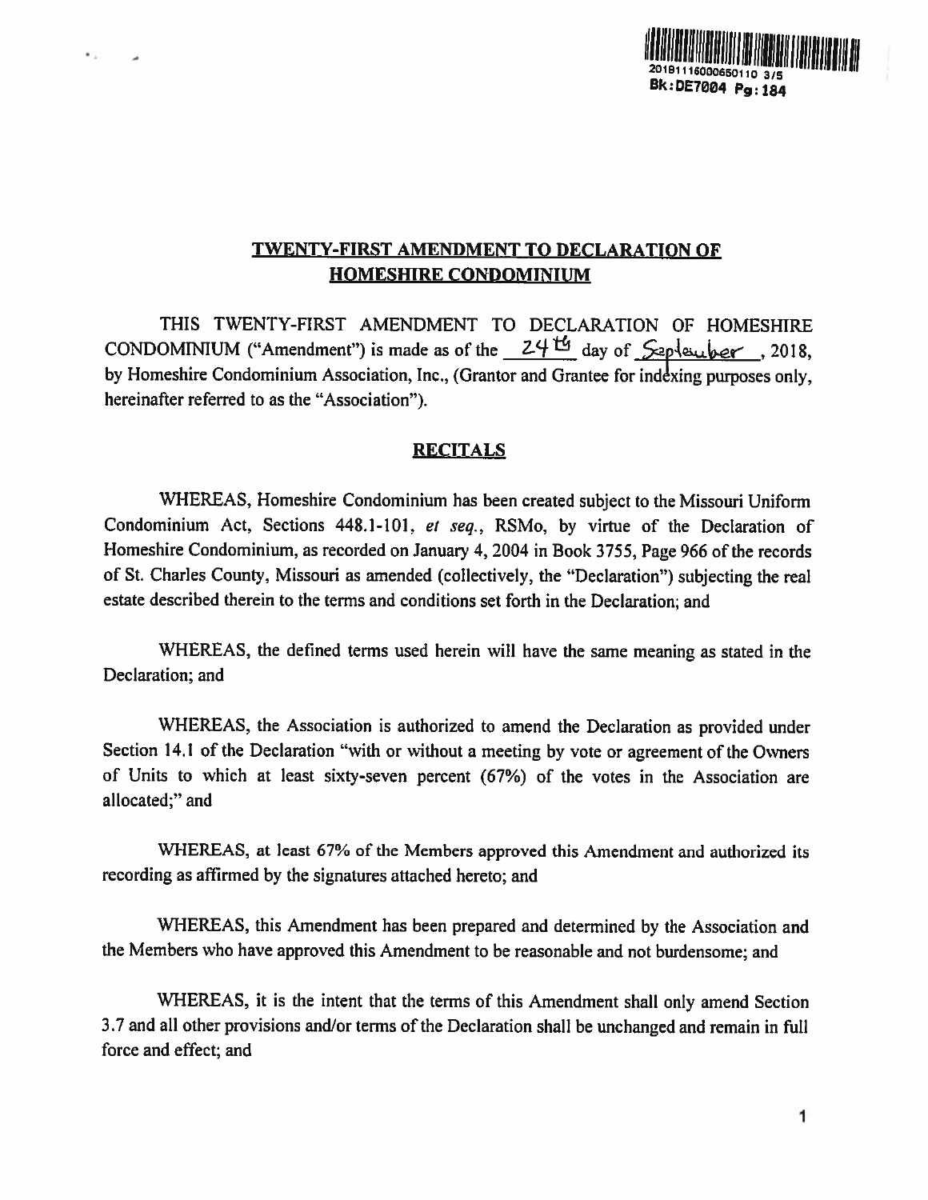## TWENTY-FIRST AMENDMENT TO DECLARATION OF HOMESHIRE CONDOMINIUM

THIS TWENTY-FIRST AMENDMENT TO DECLARATION OF HOMESHIRE CONDOMINIUM ("Amendment") is made as of the 24th day of September, 2018, by Homeshire Condominium Association, Inc., (Grantor and Grantee for indexing purposes only, hereinafter referred to as the "Association").

## RECITALS

WHEREAS, Homeshire Condominium has been created subject to the Missouri Uniform Condominium Act, Sections 448.1-101, *et seq.*, RSMo, by virtue of the Declaration of Homeshire Condominium, as recorded on January 4, 2004 in Book 3755, Page 966 of the records of St. Charles County, Missouri as amended (collectively, the "Declaration") subjecting the real estate described therein to the terms and conditions set forth in the Declaration; and

WHEREAS, the defined terms used herein will have the same meaning as stated in the Declaration; and

WHEREAS, the Association is authorized to amend the Declaration as provided under Section 14.1 of the Declaration "with or without a meeting by vote or agreement of the Owners of Units to which at least sixty-seven percent (67%) of the votes in the Association are allocated;" and

WHEREAS, at least 67% of the Members approved this Amendment and authorized its recording as affirmed by the signatures attached hereto; and

WHEREAS, this Amendment has been prepared and determined by the Association and the Members who have approved this Amendment to be reasonable and not burdensome; and

WHEREAS, it is the intent that the terms of this Amendment shall only amend Section 3.7 and all other provisions and/or terms of the Declaration shall be unchanged and remain in full force and effect; and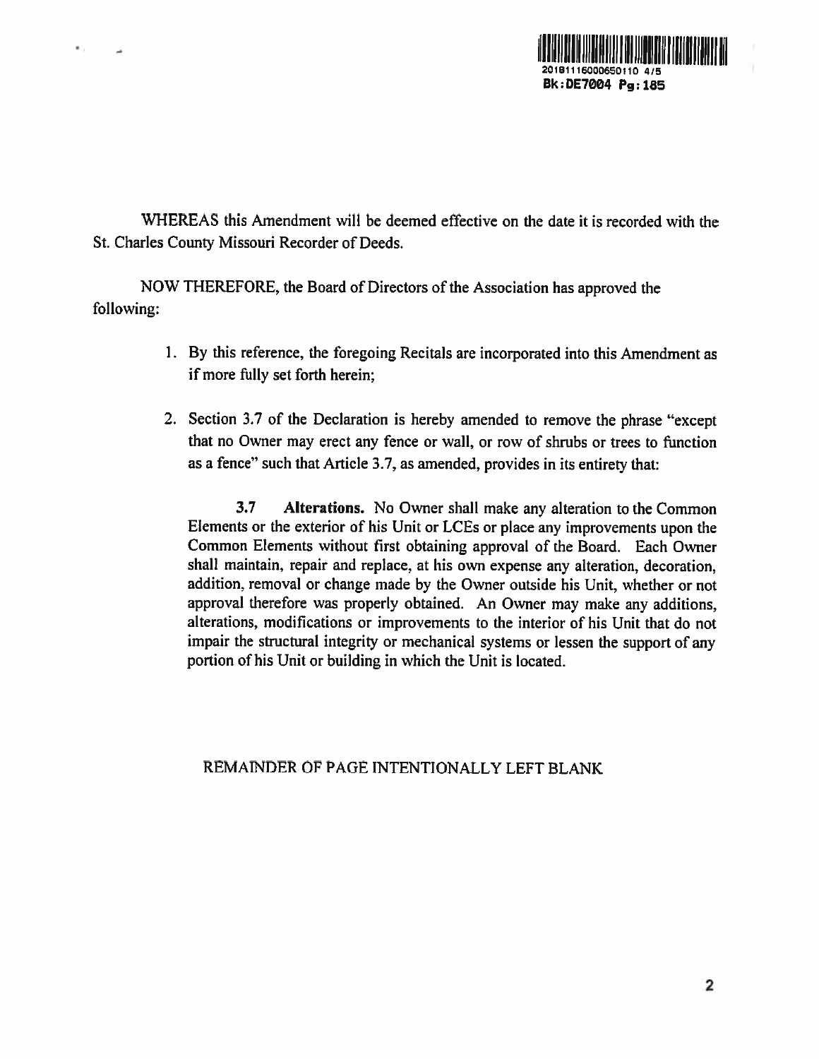WHEREAS this Amendment will be deemed effective on the date it is recorded with the St. Charles County Missouri Recorder of Deeds.

NOW THEREFORE, the Board of Directors of the Association has approved the following:

1. By this reference, the foregoing Recitals are incorporated into this Amendment as if more fully set forth herein;

2. Section 3.7 of the Declaration is hereby amended to remove the phrase "except that no Owner may erect any fence or wall, or row of shrubs or trees to function as a fence" such that Article 3.7, as amended, provides in its entirety that:

   **3.7 Alterations.** No Owner shall make any alteration to the Common Elements or the exterior of his Unit or LCEs or place any improvements upon the Common Elements without first obtaining approval of the Board. Each Owner shall maintain, repair and replace, at his own expense any alteration, decoration, addition, removal or change made by the Owner outside his Unit, whether or not approval therefore was properly obtained. An Owner may make any additions, alterations, modifications or improvements to the interior of his Unit that do not impair the structural integrity or mechanical systems or lessen the support of any portion of his Unit or building in which the Unit is located.

REMAINDER OF PAGE INTENTIONALLY LEFT BLANK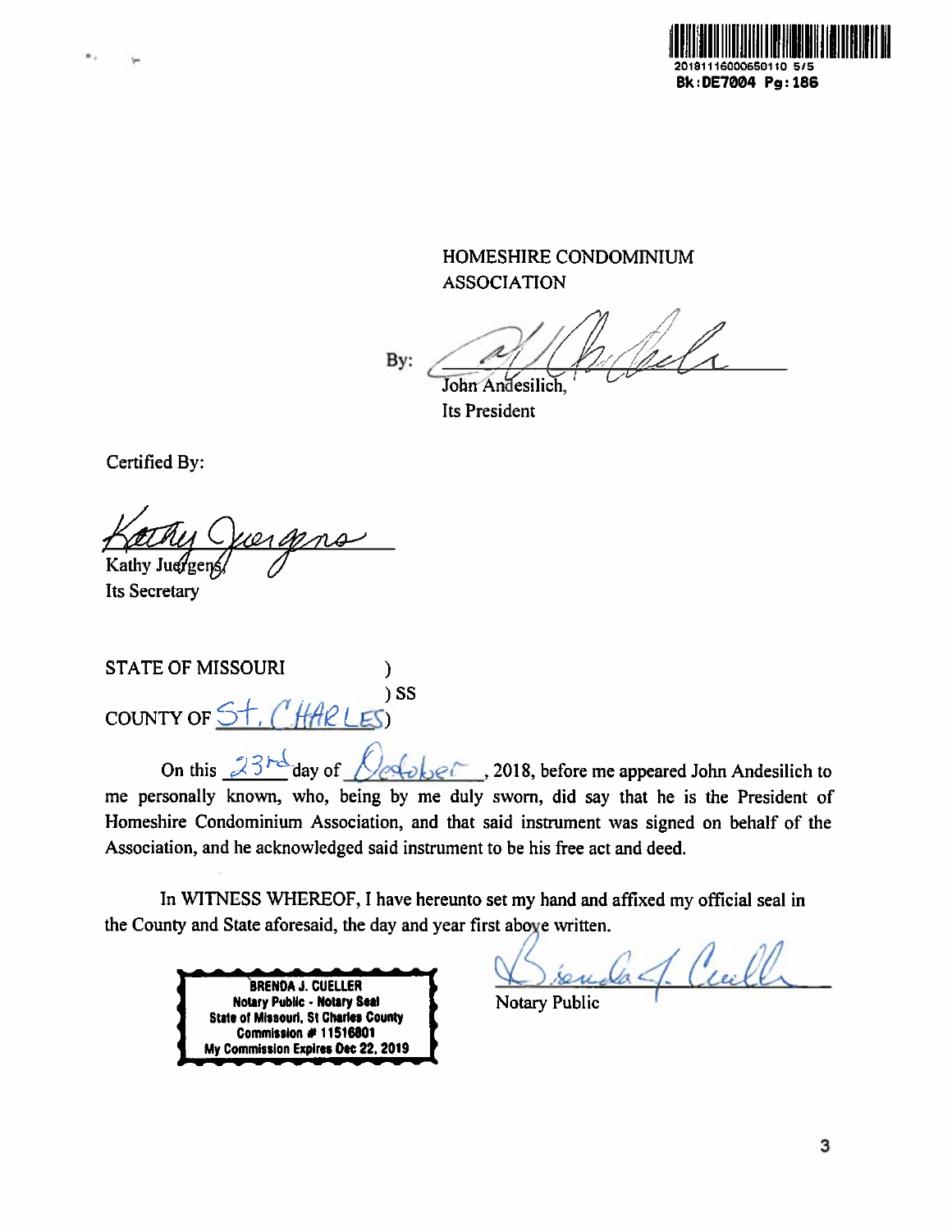2018111600065011 0 5/5
Bk:DE7004 Pg:186

HOMESHIRE CONDOMINIUM
ASSOCIATION

By: _______________________
John Andesilich,
Its President

Certified By:

_______________________
Kathy Juergens,
Its Secretary

STATE OF MISSOURI )
) SS
COUNTY OF St. CHARLES)

On this 23rd day of October, 2018, before me appeared John Andesilich to me personally known, who, being by me duly sworn, did say that he is the President of Homeshire Condominium Association, and that said instrument was signed on behalf of the Association, and he acknowledged said instrument to be his free act and deed.

In WITNESS WHEREOF, I have hereunto set my hand and affixed my official seal in the County and State aforesaid, the day and year first above written.

BRENDA J. CUELLER
Notary Public - Notary Seal
State of Missouri, St Charles County
Commission # 11516801
My Commission Expires Dec 22, 2019

_______________________
Notary Public